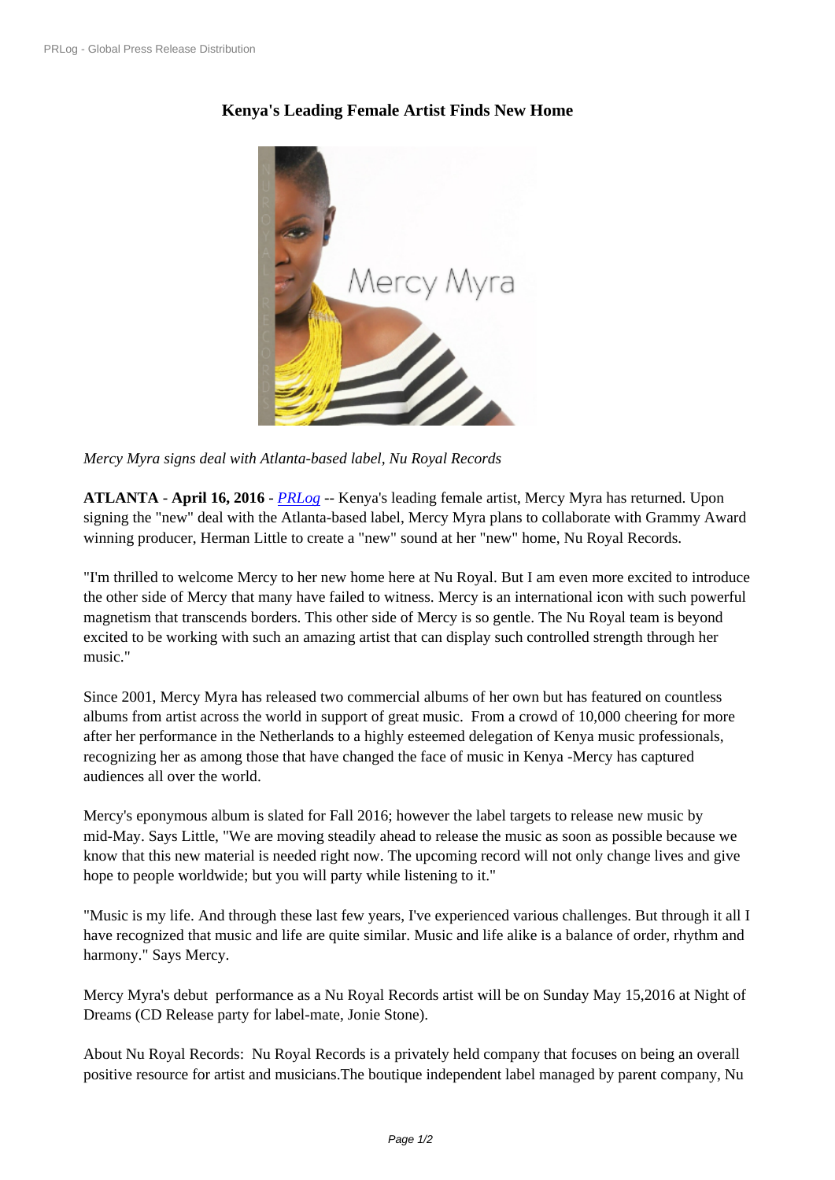# Kenya's Leading Female Artist Finds New Home

*Mercy Myra signs deal with Atlanta-based label, Nu Royal Records*

**ATLANTA** - **April 16, 2016** - *PRLog* -- Kenya's leading female artist, Mercy Myra has returned. Upon signing the "new" deal with the Atlanta-based label, Mercy Myra plans to collaborate with Grammy Award winning producer, Herman Little to create a "new" sound at her "new" home, Nu Royal Records.

"I'm thrilled to welcome Mercy to her new home here at Nu Royal. But I am even more excited to introduce the other side of Mercy that many have failed to witness. Mercy is an international icon with such powerful magnetism that transcends borders. This other side of Mercy is so gentle. The Nu Royal team is beyond excited to be working with such an amazing artist that can display such controlled strength through her music."

Since 2001, Mercy Myra has released two commercial albums of her own but has featured on countless albums from artist across the world in support of great music. From a crowd of 10,000 cheering for more after her performance in the Netherlands to a highly esteemed delegation of Kenya music professionals, recognizing her as among those that have changed the face of music in Kenya -Mercy has captured audiences all over the world.

Mercy's eponymous album is slated for Fall 2016; however the label targets to release new music by mid-May. Says Little, "We are moving steadily ahead to release the music as soon as possible because we know that this new material is needed right now. The upcoming record will not only change lives and give hope to people worldwide; but you will party while listening to it."

"Music is my life. And through these last few years, I've experienced various challenges. But through it all I have recognized that music and life are quite similar. Music and life alike is a balance of order, rhythm and harmony." Says Mercy.

Mercy Myra's debut performance as a Nu Royal Records artist will be on Sunday May 15,2016 at Night of Dreams (CD Release party for label-mate, Jonie Stone).

About Nu Royal Records: Nu Royal Records is a privately held company that focuses on being an overall positive resource for artist and musicians.The boutique independent label managed by parent company, Nu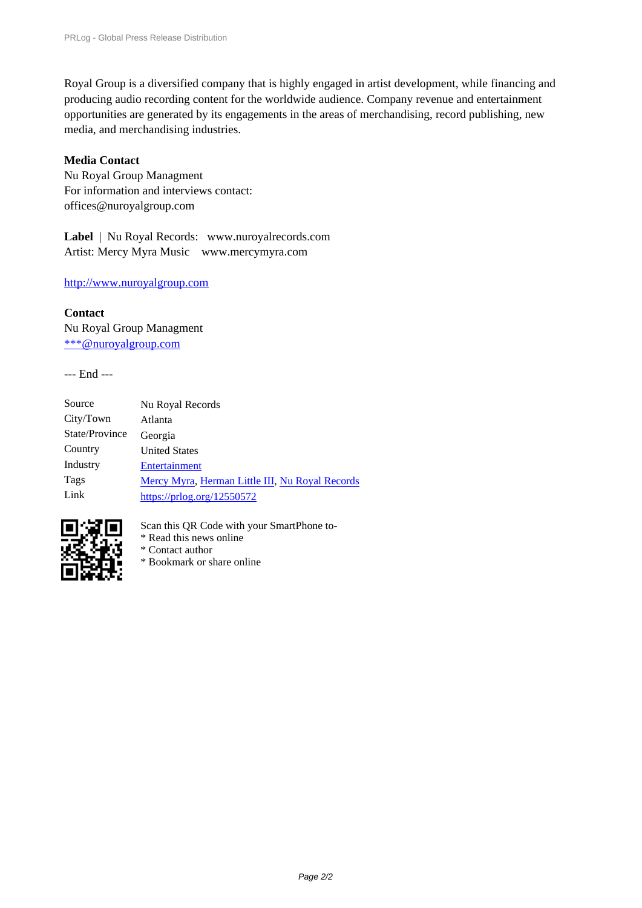Royal Group is a diversified company that is highly engaged in artist development, while financing and producing audio recording content for the worldwide audience. Company revenue and entertainment opportunities are generated by its engagements in the areas of merchandising, record publishing, new media, and merchandising industries.

**Media Contact**
Nu Royal Group Managment
For information and interviews contact:
offices@nuroyalgroup.com

**Label** | Nu Royal Records: www.nuroyalrecords.com
Artist: Mercy Myra Music www.mercymyra.com

http://www.nuroyalgroup.com

**Contact**
Nu Royal Group Managment
***@nuroyalgroup.com

--- End ---

| | |
|---|---|
| Source | Nu Royal Records |
| City/Town | Atlanta |
| State/Province | Georgia |
| Country | United States |
| Industry | Entertainment |
| Tags | Mercy Myra, Herman Little III, Nu Royal Records |
| Link | https://prlog.org/12550572 |

Scan this QR Code with your SmartPhone to-
* Read this news online
* Contact author
* Bookmark or share online